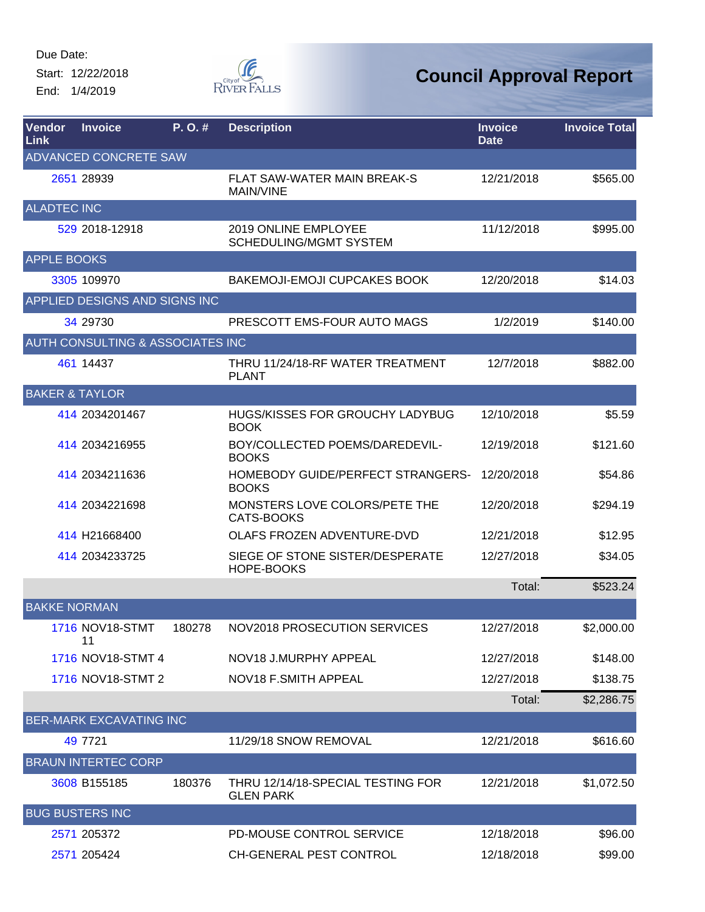Due Date:

Start: 12/22/2018

End: 1/4/2019

# Council Approval Report

| Vendor Link | Invoice | P. O. # | Description | Invoice Date | Invoice Total |
|---|---|---|---|---|---|
| ADVANCED CONCRETE SAW | | | | | |
| 2651 | 28939 | | FLAT SAW-WATER MAIN BREAK-S MAIN/VINE | 12/21/2018 | $565.00 |
| ALADTEC INC | | | | | |
| 529 | 2018-12918 | | 2019 ONLINE EMPLOYEE SCHEDULING/MGMT SYSTEM | 11/12/2018 | $995.00 |
| APPLE BOOKS | | | | | |
| 3305 | 109970 | | BAKEMOJI-EMOJI CUPCAKES BOOK | 12/20/2018 | $14.03 |
| APPLIED DESIGNS AND SIGNS INC | | | | | |
| 34 | 29730 | | PRESCOTT EMS-FOUR AUTO MAGS | 1/2/2019 | $140.00 |
| AUTH CONSULTING & ASSOCIATES INC | | | | | |
| 461 | 14437 | | THRU 11/24/18-RF WATER TREATMENT PLANT | 12/7/2018 | $882.00 |
| BAKER & TAYLOR | | | | | |
| 414 | 2034201467 | | HUGS/KISSES FOR GROUCHY LADYBUG BOOK | 12/10/2018 | $5.59 |
| 414 | 2034216955 | | BOY/COLLECTED POEMS/DAREDEVIL-BOOKS | 12/19/2018 | $121.60 |
| 414 | 2034211636 | | HOMEBODY GUIDE/PERFECT STRANGERS-BOOKS | 12/20/2018 | $54.86 |
| 414 | 2034221698 | | MONSTERS LOVE COLORS/PETE THE CATS-BOOKS | 12/20/2018 | $294.19 |
| 414 | H21668400 | | OLAFS FROZEN ADVENTURE-DVD | 12/21/2018 | $12.95 |
| 414 | 2034233725 | | SIEGE OF STONE SISTER/DESPERATE HOPE-BOOKS | 12/27/2018 | $34.05 |
| | | | | Total: | $523.24 |
| BAKKE NORMAN | | | | | |
| 1716 | NOV18-STMT 11 | 180278 | NOV2018 PROSECUTION SERVICES | 12/27/2018 | $2,000.00 |
| 1716 | NOV18-STMT 4 | | NOV18 J.MURPHY APPEAL | 12/27/2018 | $148.00 |
| 1716 | NOV18-STMT 2 | | NOV18 F.SMITH APPEAL | 12/27/2018 | $138.75 |
| | | | | Total: | $2,286.75 |
| BER-MARK EXCAVATING INC | | | | | |
| 49 | 7721 | | 11/29/18 SNOW REMOVAL | 12/21/2018 | $616.60 |
| BRAUN INTERTEC CORP | | | | | |
| 3608 | B155185 | 180376 | THRU 12/14/18-SPECIAL TESTING FOR GLEN PARK | 12/21/2018 | $1,072.50 |
| BUG BUSTERS INC | | | | | |
| 2571 | 205372 | | PD-MOUSE CONTROL SERVICE | 12/18/2018 | $96.00 |
| 2571 | 205424 | | CH-GENERAL PEST CONTROL | 12/18/2018 | $99.00 |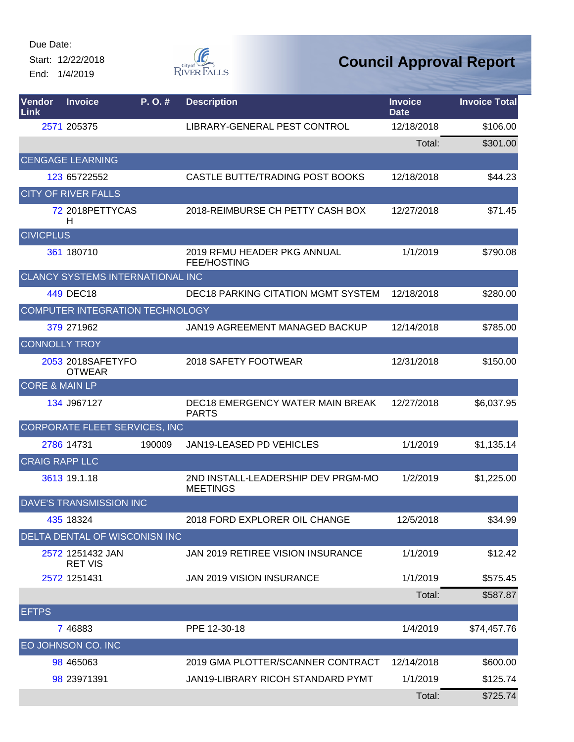Due Date:
Start: 12/22/2018
End: 1/4/2019

City of River Falls

# Council Approval Report

| Vendor Link | Invoice | P. O. # | Description | Invoice Date | Invoice Total |
|---|---|---|---|---|---|
| 2571 | 205375 | | LIBRARY-GENERAL PEST CONTROL | 12/18/2018 | $106.00 |
| | | | | Total: | $301.00 |
| CENGAGE LEARNING | | | | | |
| 123 | 65722552 | | CASTLE BUTTE/TRADING POST BOOKS | 12/18/2018 | $44.23 |
| CITY OF RIVER FALLS | | | | | |
| 72 | 2018PETTYCASH | | 2018-REIMBURSE CH PETTY CASH BOX | 12/27/2018 | $71.45 |
| CIVICPLUS | | | | | |
| 361 | 180710 | | 2019 RFMU HEADER PKG ANNUAL FEE/HOSTING | 1/1/2019 | $790.08 |
| CLANCY SYSTEMS INTERNATIONAL INC | | | | | |
| 449 | DEC18 | | DEC18 PARKING CITATION MGMT SYSTEM | 12/18/2018 | $280.00 |
| COMPUTER INTEGRATION TECHNOLOGY | | | | | |
| 379 | 271962 | | JAN19 AGREEMENT MANAGED BACKUP | 12/14/2018 | $785.00 |
| CONNOLLY TROY | | | | | |
| 2053 | 2018SAFETYFOOTWEAR | | 2018 SAFETY FOOTWEAR | 12/31/2018 | $150.00 |
| CORE & MAIN LP | | | | | |
| 134 | J967127 | | DEC18 EMERGENCY WATER MAIN BREAK PARTS | 12/27/2018 | $6,037.95 |
| CORPORATE FLEET SERVICES, INC | | | | | |
| 2786 | 14731 | 190009 | JAN19-LEASED PD VEHICLES | 1/1/2019 | $1,135.14 |
| CRAIG RAPP LLC | | | | | |
| 3613 | 19.1.18 | | 2ND INSTALL-LEADERSHIP DEV PRGM-MO MEETINGS | 1/2/2019 | $1,225.00 |
| DAVE'S TRANSMISSION INC | | | | | |
| 435 | 18324 | | 2018 FORD EXPLORER OIL CHANGE | 12/5/2018 | $34.99 |
| DELTA DENTAL OF WISCONISN INC | | | | | |
| 2572 | 1251432 JAN RET VIS | | JAN 2019 RETIREE VISION INSURANCE | 1/1/2019 | $12.42 |
| 2572 | 1251431 | | JAN 2019 VISION INSURANCE | 1/1/2019 | $575.45 |
| | | | | Total: | $587.87 |
| EFTPS | | | | | |
| 7 | 46883 | | PPE 12-30-18 | 1/4/2019 | $74,457.76 |
| EO JOHNSON CO. INC | | | | | |
| 98 | 465063 | | 2019 GMA PLOTTER/SCANNER CONTRACT | 12/14/2018 | $600.00 |
| 98 | 23971391 | | JAN19-LIBRARY RICOH STANDARD PYMT | 1/1/2019 | $125.74 |
| | | | | Total: | $725.74 |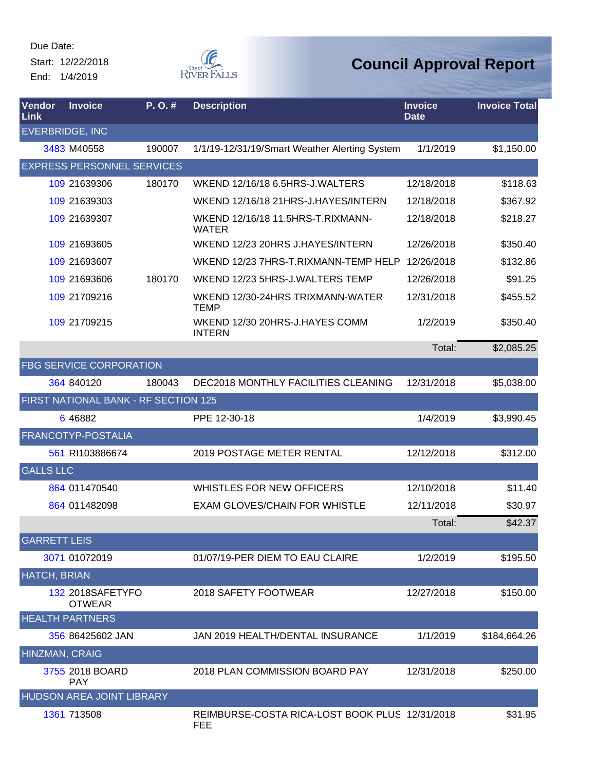Due Date:

Start: 12/22/2018

End: 1/4/2019

City of River Falls

# Council Approval Report

| Vendor Link | Invoice | P. O. # | Description | Invoice Date | Invoice Total |
|---|---|---|---|---|---|
| EVERBRIDGE, INC | | | | | |
| 3483 | M40558 | 190007 | 1/1/19-12/31/19/Smart Weather Alerting System | 1/1/2019 | $1,150.00 |
| EXPRESS PERSONNEL SERVICES | | | | | |
| 109 | 21639306 | 180170 | WKEND 12/16/18 6.5HRS-J.WALTERS | 12/18/2018 | $118.63 |
| 109 | 21639303 | | WKEND 12/16/18 21HRS-J.HAYES/INTERN | 12/18/2018 | $367.92 |
| 109 | 21639307 | | WKEND 12/16/18 11.5HRS-T.RIXMANN-WATER | 12/18/2018 | $218.27 |
| 109 | 21693605 | | WKEND 12/23 20HRS J.HAYES/INTERN | 12/26/2018 | $350.40 |
| 109 | 21693607 | | WKEND 12/23 7HRS-T.RIXMANN-TEMP HELP | 12/26/2018 | $132.86 |
| 109 | 21693606 | 180170 | WKEND 12/23 5HRS-J.WALTERS TEMP | 12/26/2018 | $91.25 |
| 109 | 21709216 | | WKEND 12/30-24HRS TRIXMANN-WATER TEMP | 12/31/2018 | $455.52 |
| 109 | 21709215 | | WKEND 12/30 20HRS-J.HAYES COMM INTERN | 1/2/2019 | $350.40 |
| | | | | Total: | $2,085.25 |
| FBG SERVICE CORPORATION | | | | | |
| 364 | 840120 | 180043 | DEC2018 MONTHLY FACILITIES CLEANING | 12/31/2018 | $5,038.00 |
| FIRST NATIONAL BANK - RF SECTION 125 | | | | | |
| 6 | 46882 | | PPE 12-30-18 | 1/4/2019 | $3,990.45 |
| FRANCOTYP-POSTALIA | | | | | |
| 561 | RI103886674 | | 2019 POSTAGE METER RENTAL | 12/12/2018 | $312.00 |
| GALLS LLC | | | | | |
| 864 | 011470540 | | WHISTLES FOR NEW OFFICERS | 12/10/2018 | $11.40 |
| 864 | 011482098 | | EXAM GLOVES/CHAIN FOR WHISTLE | 12/11/2018 | $30.97 |
| | | | | Total: | $42.37 |
| GARRETT LEIS | | | | | |
| 3071 | 01072019 | | 01/07/19-PER DIEM TO EAU CLAIRE | 1/2/2019 | $195.50 |
| HATCH, BRIAN | | | | | |
| 132 | 2018SAFETYFOOTWEAR | | 2018 SAFETY FOOTWEAR | 12/27/2018 | $150.00 |
| HEALTH PARTNERS | | | | | |
| 356 | 86425602 JAN | | JAN 2019 HEALTH/DENTAL INSURANCE | 1/1/2019 | $184,664.26 |
| HINZMAN, CRAIG | | | | | |
| 3755 | 2018 BOARD PAY | | 2018 PLAN COMMISSION BOARD PAY | 12/31/2018 | $250.00 |
| HUDSON AREA JOINT LIBRARY | | | | | |
| 1361 | 713508 | | REIMBURSE-COSTA RICA-LOST BOOK PLUS FEE | 12/31/2018 | $31.95 |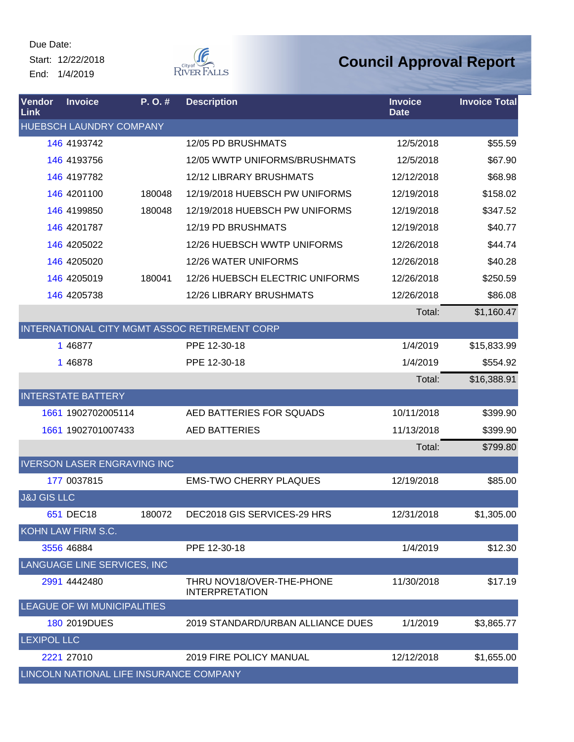Due Date:

Start: 12/22/2018

End: 1/4/2019

City of River Falls

# Council Approval Report

| Vendor Link | Invoice | P. O. # | Description | Invoice Date | Invoice Total |
|---|---|---|---|---|---|
| HUEBSCH LAUNDRY COMPANY | | | | | |
| 146 | 4193742 | | 12/05 PD BRUSHMATS | 12/5/2018 | $55.59 |
| 146 | 4193756 | | 12/05 WWTP UNIFORMS/BRUSHMATS | 12/5/2018 | $67.90 |
| 146 | 4197782 | | 12/12 LIBRARY BRUSHMATS | 12/12/2018 | $68.98 |
| 146 | 4201100 | 180048 | 12/19/2018 HUEBSCH PW UNIFORMS | 12/19/2018 | $158.02 |
| 146 | 4199850 | 180048 | 12/19/2018 HUEBSCH PW UNIFORMS | 12/19/2018 | $347.52 |
| 146 | 4201787 | | 12/19 PD BRUSHMATS | 12/19/2018 | $40.77 |
| 146 | 4205022 | | 12/26 HUEBSCH WWTP UNIFORMS | 12/26/2018 | $44.74 |
| 146 | 4205020 | | 12/26 WATER UNIFORMS | 12/26/2018 | $40.28 |
| 146 | 4205019 | 180041 | 12/26 HUEBSCH ELECTRIC UNIFORMS | 12/26/2018 | $250.59 |
| 146 | 4205738 | | 12/26 LIBRARY BRUSHMATS | 12/26/2018 | $86.08 |
| | | | | Total: | $1,160.47 |
| INTERNATIONAL CITY MGMT ASSOC RETIREMENT CORP | | | | | |
| 1 | 46877 | | PPE 12-30-18 | 1/4/2019 | $15,833.99 |
| 1 | 46878 | | PPE 12-30-18 | 1/4/2019 | $554.92 |
| | | | | Total: | $16,388.91 |
| INTERSTATE BATTERY | | | | | |
| 1661 | 1902702005114 | | AED BATTERIES FOR SQUADS | 10/11/2018 | $399.90 |
| 1661 | 1902701007433 | | AED BATTERIES | 11/13/2018 | $399.90 |
| | | | | Total: | $799.80 |
| IVERSON LASER ENGRAVING INC | | | | | |
| 177 | 0037815 | | EMS-TWO CHERRY PLAQUES | 12/19/2018 | $85.00 |
| J&J GIS LLC | | | | | |
| 651 | DEC18 | 180072 | DEC2018 GIS SERVICES-29 HRS | 12/31/2018 | $1,305.00 |
| KOHN LAW FIRM S.C. | | | | | |
| 3556 | 46884 | | PPE 12-30-18 | 1/4/2019 | $12.30 |
| LANGUAGE LINE SERVICES, INC | | | | | |
| 2991 | 4442480 | | THRU NOV18/OVER-THE-PHONE INTERPRETATION | 11/30/2018 | $17.19 |
| LEAGUE OF WI MUNICIPALITIES | | | | | |
| 180 | 2019DUES | | 2019 STANDARD/URBAN ALLIANCE DUES | 1/1/2019 | $3,865.77 |
| LEXIPOL LLC | | | | | |
| 2221 | 27010 | | 2019 FIRE POLICY MANUAL | 12/12/2018 | $1,655.00 |
| LINCOLN NATIONAL LIFE INSURANCE COMPANY | | | | | |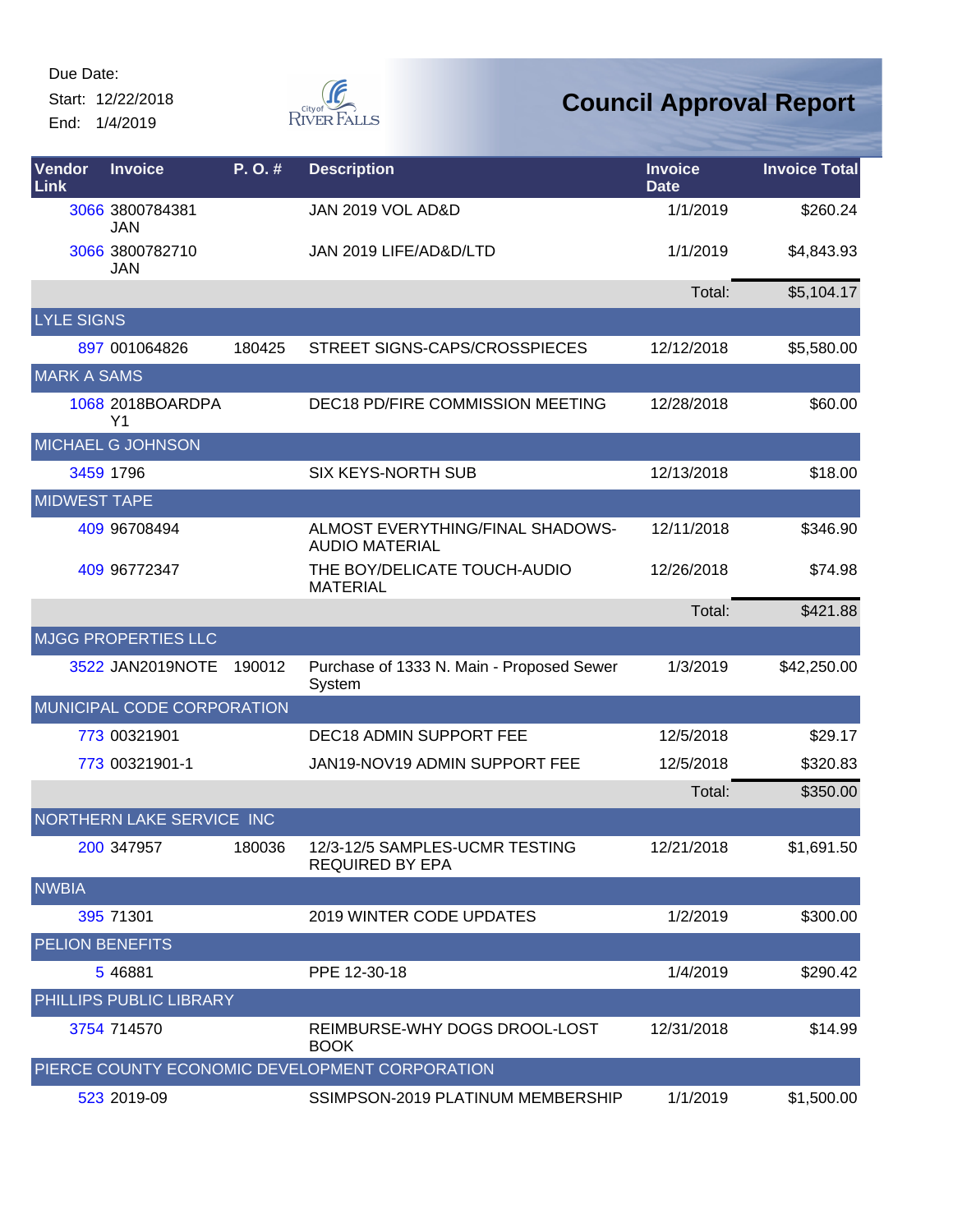Due Date:
Start: 12/22/2018
End: 1/4/2019

# Council Approval Report

| Vendor Link | Invoice | P. O. # | Description | Invoice Date | Invoice Total |
|---|---|---|---|---|---|
| 3066 | 3800784381 JAN | | JAN 2019 VOL AD&D | 1/1/2019 | $260.24 |
| 3066 | 3800782710 JAN | | JAN 2019 LIFE/AD&D/LTD | 1/1/2019 | $4,843.93 |
| | | | | Total: | $5,104.17 |
| LYLE SIGNS | | | | | |
| 897 | 001064826 | 180425 | STREET SIGNS-CAPS/CROSSPIECES | 12/12/2018 | $5,580.00 |
| MARK A SAMS | | | | | |
| 1068 | 2018BOARDPAY1 | | DEC18 PD/FIRE COMMISSION MEETING | 12/28/2018 | $60.00 |
| MICHAEL G JOHNSON | | | | | |
| 3459 | 1796 | | SIX KEYS-NORTH SUB | 12/13/2018 | $18.00 |
| MIDWEST TAPE | | | | | |
| 409 | 96708494 | | ALMOST EVERYTHING/FINAL SHADOWS-AUDIO MATERIAL | 12/11/2018 | $346.90 |
| 409 | 96772347 | | THE BOY/DELICATE TOUCH-AUDIO MATERIAL | 12/26/2018 | $74.98 |
| | | | | Total: | $421.88 |
| MJGG PROPERTIES LLC | | | | | |
| 3522 | JAN2019NOTE | 190012 | Purchase of 1333 N. Main - Proposed Sewer System | 1/3/2019 | $42,250.00 |
| MUNICIPAL CODE CORPORATION | | | | | |
| 773 | 00321901 | | DEC18 ADMIN SUPPORT FEE | 12/5/2018 | $29.17 |
| 773 | 00321901-1 | | JAN19-NOV19 ADMIN SUPPORT FEE | 12/5/2018 | $320.83 |
| | | | | Total: | $350.00 |
| NORTHERN LAKE SERVICE INC | | | | | |
| 200 | 347957 | 180036 | 12/3-12/5 SAMPLES-UCMR TESTING REQUIRED BY EPA | 12/21/2018 | $1,691.50 |
| NWBIA | | | | | |
| 395 | 71301 | | 2019 WINTER CODE UPDATES | 1/2/2019 | $300.00 |
| PELION BENEFITS | | | | | |
| 5 | 46881 | | PPE 12-30-18 | 1/4/2019 | $290.42 |
| PHILLIPS PUBLIC LIBRARY | | | | | |
| 3754 | 714570 | | REIMBURSE-WHY DOGS DROOL-LOST BOOK | 12/31/2018 | $14.99 |
| PIERCE COUNTY ECONOMIC DEVELOPMENT CORPORATION | | | | | |
| 523 | 2019-09 | | SSIMPSON-2019 PLATINUM MEMBERSHIP | 1/1/2019 | $1,500.00 |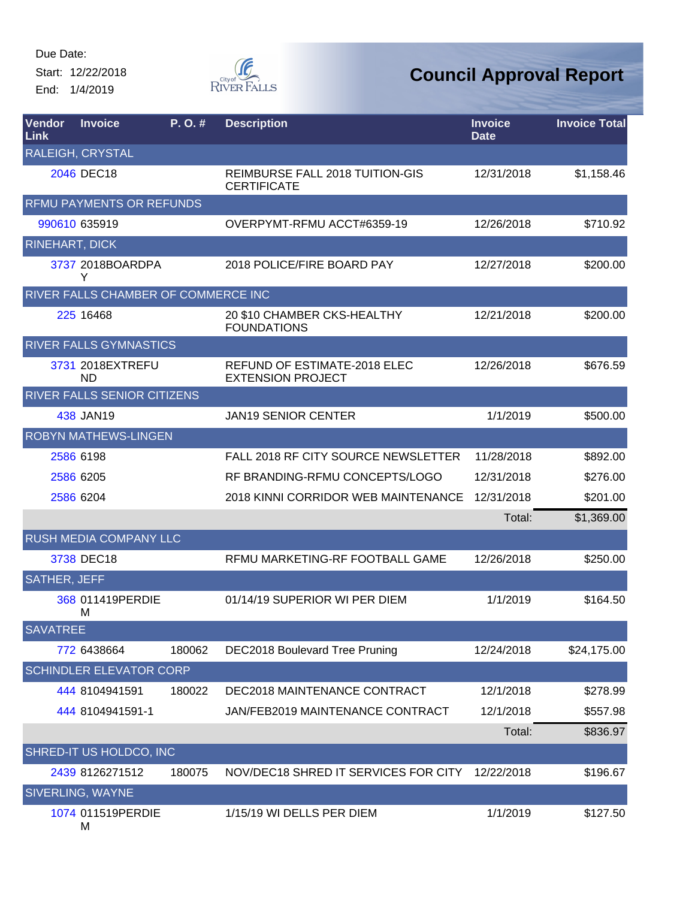Due Date:

Start: 12/22/2018

End: 1/4/2019

# Council Approval Report

| Vendor Link | Invoice | P. O. # | Description | Invoice Date | Invoice Total |
|---|---|---|---|---|---|
| RALEIGH, CRYSTAL | | | | | |
| 2046 | DEC18 | | REIMBURSE FALL 2018 TUITION-GIS CERTIFICATE | 12/31/2018 | $1,158.46 |
| RFMU PAYMENTS OR REFUNDS | | | | | |
| 990610 | 635919 | | OVERPYMT-RFMU ACCT#6359-19 | 12/26/2018 | $710.92 |
| RINEHART, DICK | | | | | |
| 3737 | 2018BOARDPAY | | 2018 POLICE/FIRE BOARD PAY | 12/27/2018 | $200.00 |
| RIVER FALLS CHAMBER OF COMMERCE INC | | | | | |
| 225 | 16468 | | 20 $10 CHAMBER CKS-HEALTHY FOUNDATIONS | 12/21/2018 | $200.00 |
| RIVER FALLS GYMNASTICS | | | | | |
| 3731 | 2018EXTREFUND | | REFUND OF ESTIMATE-2018 ELEC EXTENSION PROJECT | 12/26/2018 | $676.59 |
| RIVER FALLS SENIOR CITIZENS | | | | | |
| 438 | JAN19 | | JAN19 SENIOR CENTER | 1/1/2019 | $500.00 |
| ROBYN MATHEWS-LINGEN | | | | | |
| 2586 | 6198 | | FALL 2018 RF CITY SOURCE NEWSLETTER | 11/28/2018 | $892.00 |
| 2586 | 6205 | | RF BRANDING-RFMU CONCEPTS/LOGO | 12/31/2018 | $276.00 |
| 2586 | 6204 | | 2018 KINNI CORRIDOR WEB MAINTENANCE | 12/31/2018 | $201.00 |
| | | | | Total: | $1,369.00 |
| RUSH MEDIA COMPANY LLC | | | | | |
| 3738 | DEC18 | | RFMU MARKETING-RF FOOTBALL GAME | 12/26/2018 | $250.00 |
| SATHER, JEFF | | | | | |
| 368 | 011419PERDIEM | | 01/14/19 SUPERIOR WI PER DIEM | 1/1/2019 | $164.50 |
| SAVATREE | | | | | |
| 772 | 6438664 | 180062 | DEC2018 Boulevard Tree Pruning | 12/24/2018 | $24,175.00 |
| SCHINDLER ELEVATOR CORP | | | | | |
| 444 | 8104941591 | 180022 | DEC2018 MAINTENANCE CONTRACT | 12/1/2018 | $278.99 |
| 444 | 8104941591-1 | | JAN/FEB2019 MAINTENANCE CONTRACT | 12/1/2018 | $557.98 |
| | | | | Total: | $836.97 |
| SHRED-IT US HOLDCO, INC | | | | | |
| 2439 | 8126271512 | 180075 | NOV/DEC18 SHRED IT SERVICES FOR CITY | 12/22/2018 | $196.67 |
| SIVERLING, WAYNE | | | | | |
| 1074 | 011519PERDIEM | | 1/15/19 WI DELLS PER DIEM | 1/1/2019 | $127.50 |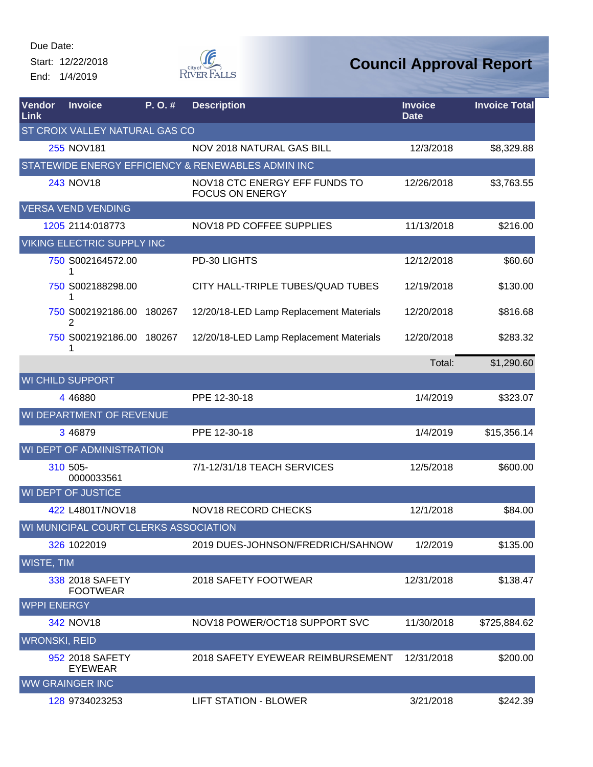Due Date:
Start: 12/22/2018
End: 1/4/2019

# Council Approval Report

| Vendor Link | Invoice | P. O. # | Description | Invoice Date | Invoice Total |
|---|---|---|---|---|---|
| ST CROIX VALLEY NATURAL GAS CO | | | | | |
| 255 | NOV181 | | NOV 2018 NATURAL GAS BILL | 12/3/2018 | $8,329.88 |
| STATEWIDE ENERGY EFFICIENCY & RENEWABLES ADMIN INC | | | | | |
| 243 | NOV18 | | NOV18 CTC ENERGY EFF FUNDS TO FOCUS ON ENERGY | 12/26/2018 | $3,763.55 |
| VERSA VEND VENDING | | | | | |
| 1205 | 2114:018773 | | NOV18 PD COFFEE SUPPLIES | 11/13/2018 | $216.00 |
| VIKING ELECTRIC SUPPLY INC | | | | | |
| 750 | S002164572.001 | | PD-30 LIGHTS | 12/12/2018 | $60.60 |
| 750 | S002188298.001 | | CITY HALL-TRIPLE TUBES/QUAD TUBES | 12/19/2018 | $130.00 |
| 750 | S002192186.002 | 180267 | 12/20/18-LED Lamp Replacement Materials | 12/20/2018 | $816.68 |
| 750 | S002192186.001 | 180267 | 12/20/18-LED Lamp Replacement Materials | 12/20/2018 | $283.32 |
| | | | | Total: | $1,290.60 |
| WI CHILD SUPPORT | | | | | |
| 4 | 46880 | | PPE 12-30-18 | 1/4/2019 | $323.07 |
| WI DEPARTMENT OF REVENUE | | | | | |
| 3 | 46879 | | PPE 12-30-18 | 1/4/2019 | $15,356.14 |
| WI DEPT OF ADMINISTRATION | | | | | |
| 310 | 505-0000033561 | | 7/1-12/31/18 TEACH SERVICES | 12/5/2018 | $600.00 |
| WI DEPT OF JUSTICE | | | | | |
| 422 | L4801T/NOV18 | | NOV18 RECORD CHECKS | 12/1/2018 | $84.00 |
| WI MUNICIPAL COURT CLERKS ASSOCIATION | | | | | |
| 326 | 1022019 | | 2019 DUES-JOHNSON/FREDRICH/SAHNOW | 1/2/2019 | $135.00 |
| WISTE, TIM | | | | | |
| 338 | 2018 SAFETY FOOTWEAR | | 2018 SAFETY FOOTWEAR | 12/31/2018 | $138.47 |
| WPPI ENERGY | | | | | |
| 342 | NOV18 | | NOV18 POWER/OCT18 SUPPORT SVC | 11/30/2018 | $725,884.62 |
| WRONSKI, REID | | | | | |
| 952 | 2018 SAFETY EYEWEAR | | 2018 SAFETY EYEWEAR REIMBURSEMENT | 12/31/2018 | $200.00 |
| WW GRAINGER INC | | | | | |
| 128 | 9734023253 | | LIFT STATION - BLOWER | 3/21/2018 | $242.39 |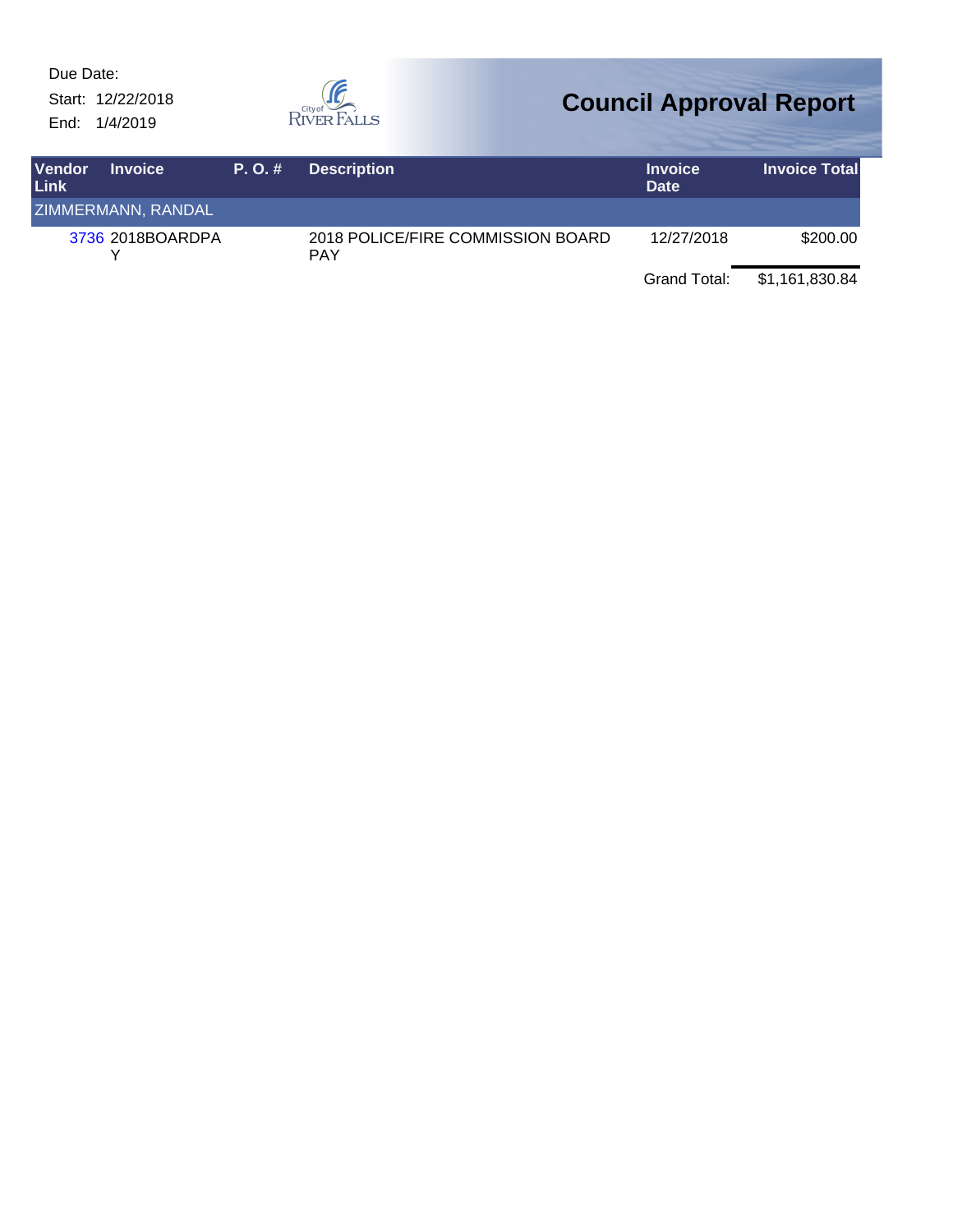Due Date:
Start: 12/22/2018
End: 1/4/2019

# Council Approval Report

| Vendor Link | Invoice | P. O. # | Description | Invoice Date | Invoice Total |
|---|---|---|---|---|---|
| ZIMMERMANN, RANDAL | | | | | |
| 3736 | 2018BOARDPAY | | 2018 POLICE/FIRE COMMISSION BOARD PAY | 12/27/2018 | $200.00 |
| | | | | Grand Total: | $1,161,830.84 |